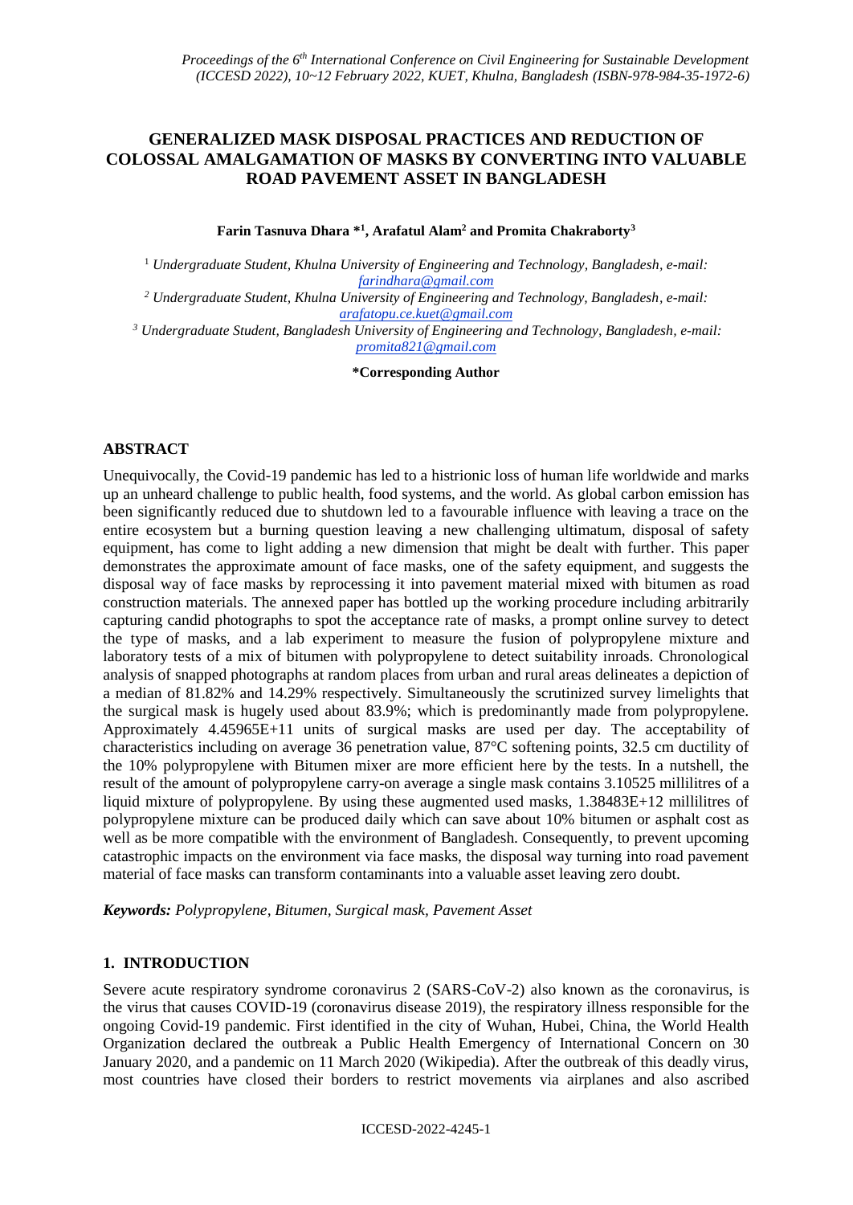# GENERALIZED MASK DISPOSAL PRACTICES AND REDUCTION OF COLOSSAL AMALGAMATION OF MASKS BY CONVERTING INTO VALUABLE ROAD PAVEMENT ASSET IN BANGLADESH

**Farin Tasnuva Dhara *[1], Arafatul Alam[2] and Promita Chakraborty[3]**

[1] *Undergraduate Student, Khulna University of Engineering and Technology, Bangladesh, e-mail: farindhara@gmail.com*

[2] *Undergraduate Student, Khulna University of Engineering and Technology, Bangladesh, e-mail: arafatopu.ce.kuet@gmail.com*

[3] *Undergraduate Student, Bangladesh University of Engineering and Technology, Bangladesh, e-mail: promita821@gmail.com*

**\*Corresponding Author**

## ABSTRACT

Unequivocally, the Covid-19 pandemic has led to a histrionic loss of human life worldwide and marks up an unheard challenge to public health, food systems, and the world. As global carbon emission has been significantly reduced due to shutdown led to a favourable influence with leaving a trace on the entire ecosystem but a burning question leaving a new challenging ultimatum, disposal of safety equipment, has come to light adding a new dimension that might be dealt with further. This paper demonstrates the approximate amount of face masks, one of the safety equipment, and suggests the disposal way of face masks by reprocessing it into pavement material mixed with bitumen as road construction materials. The annexed paper has bottled up the working procedure including arbitrarily capturing candid photographs to spot the acceptance rate of masks, a prompt online survey to detect the type of masks, and a lab experiment to measure the fusion of polypropylene mixture and laboratory tests of a mix of bitumen with polypropylene to detect suitability inroads. Chronological analysis of snapped photographs at random places from urban and rural areas delineates a depiction of a median of 81.82% and 14.29% respectively. Simultaneously the scrutinized survey limelights that the surgical mask is hugely used about 83.9%; which is predominantly made from polypropylene. Approximately 4.45965E+11 units of surgical masks are used per day. The acceptability of characteristics including on average 36 penetration value, 87°C softening points, 32.5 cm ductility of the 10% polypropylene with Bitumen mixer are more efficient here by the tests. In a nutshell, the result of the amount of polypropylene carry-on average a single mask contains 3.10525 millilitres of a liquid mixture of polypropylene. By using these augmented used masks, 1.38483E+12 millilitres of polypropylene mixture can be produced daily which can save about 10% bitumen or asphalt cost as well as be more compatible with the environment of Bangladesh. Consequently, to prevent upcoming catastrophic impacts on the environment via face masks, the disposal way turning into road pavement material of face masks can transform contaminants into a valuable asset leaving zero doubt.

***Keywords:*** *Polypropylene, Bitumen, Surgical mask, Pavement Asset*

## 1. INTRODUCTION

Severe acute respiratory syndrome coronavirus 2 (SARS-CoV-2) also known as the coronavirus, is the virus that causes COVID-19 (coronavirus disease 2019), the respiratory illness responsible for the ongoing Covid-19 pandemic. First identified in the city of Wuhan, Hubei, China, the World Health Organization declared the outbreak a Public Health Emergency of International Concern on 30 January 2020, and a pandemic on 11 March 2020 (Wikipedia). After the outbreak of this deadly virus, most countries have closed their borders to restrict movements via airplanes and also ascribed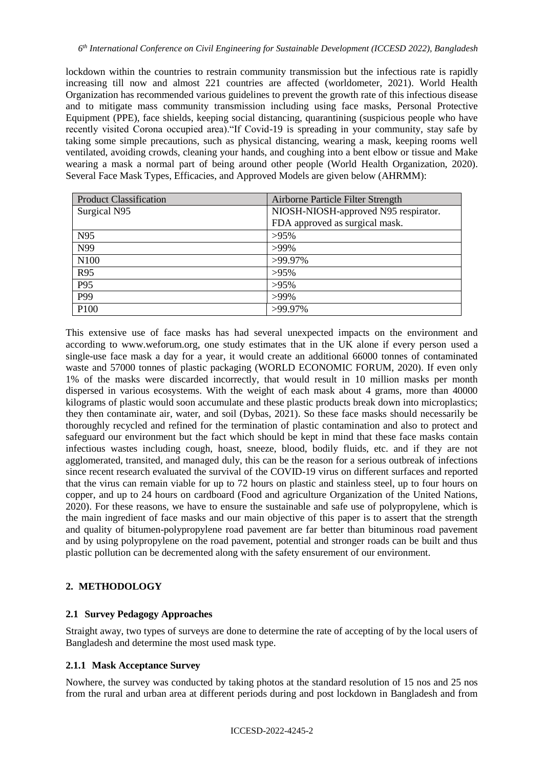lockdown within the countries to restrain community transmission but the infectious rate is rapidly increasing till now and almost 221 countries are affected (worldometer, 2021). World Health Organization has recommended various guidelines to prevent the growth rate of this infectious disease and to mitigate mass community transmission including using face masks, Personal Protective Equipment (PPE), face shields, keeping social distancing, quarantining (suspicious people who have recently visited Corona occupied area)."If Covid-19 is spreading in your community, stay safe by taking some simple precautions, such as physical distancing, wearing a mask, keeping rooms well ventilated, avoiding crowds, cleaning your hands, and coughing into a bent elbow or tissue and Make wearing a mask a normal part of being around other people (World Health Organization, 2020). Several Face Mask Types, Efficacies, and Approved Models are given below (AHRMM):

| Product Classification | Airborne Particle Filter Strength |
| --- | --- |
| Surgical N95 | NIOSH-NIOSH-approved N95 respirator. FDA approved as surgical mask. |
| N95 | >95% |
| N99 | >99% |
| N100 | >99.97% |
| R95 | >95% |
| P95 | >95% |
| P99 | >99% |
| P100 | >99.97% |

This extensive use of face masks has had several unexpected impacts on the environment and according to www.weforum.org, one study estimates that in the UK alone if every person used a single-use face mask a day for a year, it would create an additional 66000 tonnes of contaminated waste and 57000 tonnes of plastic packaging (WORLD ECONOMIC FORUM, 2020). If even only 1% of the masks were discarded incorrectly, that would result in 10 million masks per month dispersed in various ecosystems. With the weight of each mask about 4 grams, more than 40000 kilograms of plastic would soon accumulate and these plastic products break down into microplastics; they then contaminate air, water, and soil (Dybas, 2021). So these face masks should necessarily be thoroughly recycled and refined for the termination of plastic contamination and also to protect and safeguard our environment but the fact which should be kept in mind that these face masks contain infectious wastes including cough, hoast, sneeze, blood, bodily fluids, etc. and if they are not agglomerated, transited, and managed duly, this can be the reason for a serious outbreak of infections since recent research evaluated the survival of the COVID-19 virus on different surfaces and reported that the virus can remain viable for up to 72 hours on plastic and stainless steel, up to four hours on copper, and up to 24 hours on cardboard (Food and agriculture Organization of the United Nations, 2020). For these reasons, we have to ensure the sustainable and safe use of polypropylene, which is the main ingredient of face masks and our main objective of this paper is to assert that the strength and quality of bitumen-polypropylene road pavement are far better than bituminous road pavement and by using polypropylene on the road pavement, potential and stronger roads can be built and thus plastic pollution can be decremented along with the safety ensurement of our environment.

## 2. METHODOLOGY

### 2.1 Survey Pedagogy Approaches

Straight away, two types of surveys are done to determine the rate of accepting of by the local users of Bangladesh and determine the most used mask type.

#### 2.1.1 Mask Acceptance Survey

Nowhere, the survey was conducted by taking photos at the standard resolution of 15 nos and 25 nos from the rural and urban area at different periods during and post lockdown in Bangladesh and from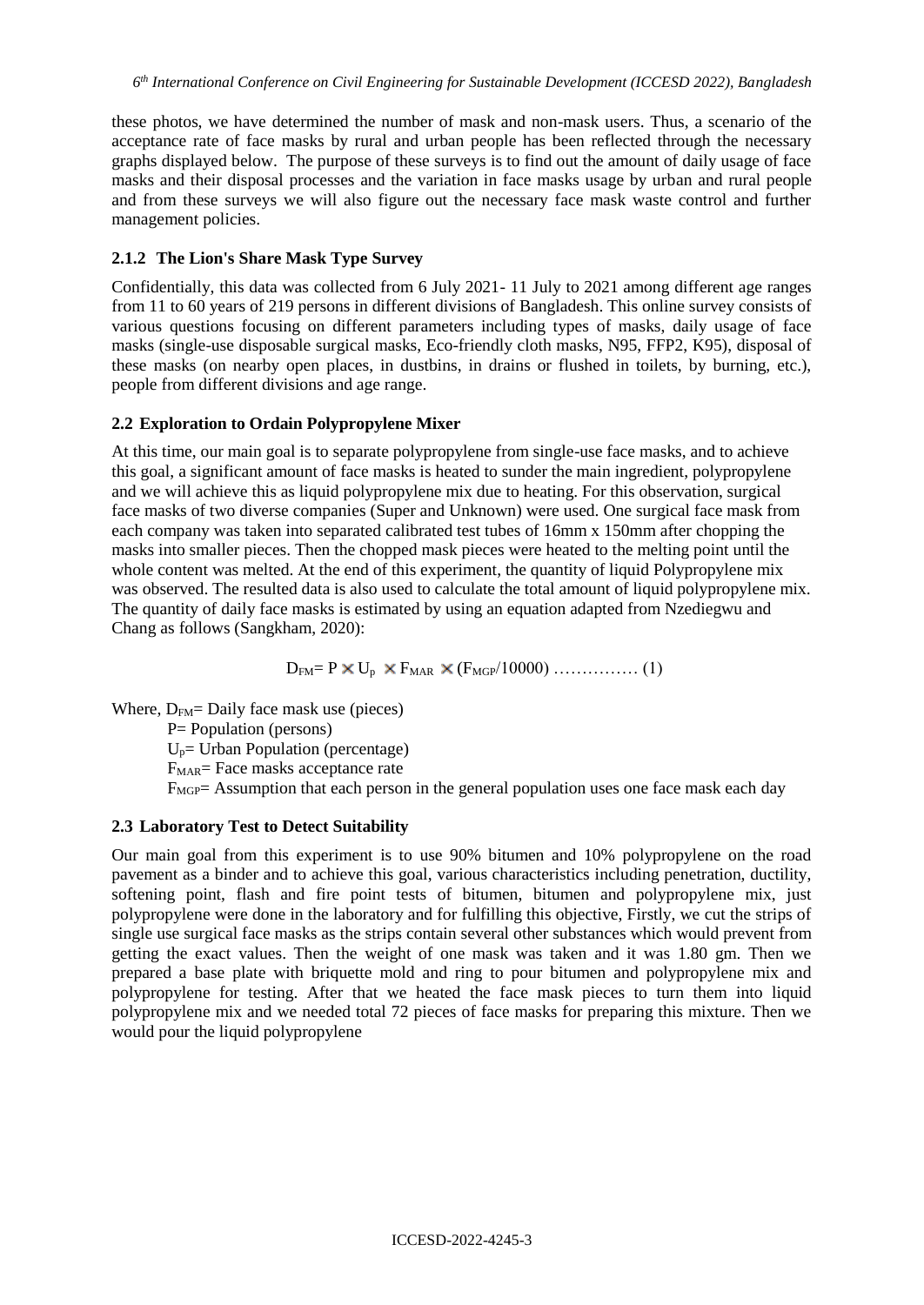these photos, we have determined the number of mask and non-mask users. Thus, a scenario of the acceptance rate of face masks by rural and urban people has been reflected through the necessary graphs displayed below. The purpose of these surveys is to find out the amount of daily usage of face masks and their disposal processes and the variation in face masks usage by urban and rural people and from these surveys we will also figure out the necessary face mask waste control and further management policies.

### 2.1.2 The Lion's Share Mask Type Survey

Confidentially, this data was collected from 6 July 2021- 11 July to 2021 among different age ranges from 11 to 60 years of 219 persons in different divisions of Bangladesh. This online survey consists of various questions focusing on different parameters including types of masks, daily usage of face masks (single-use disposable surgical masks, Eco-friendly cloth masks, N95, FFP2, K95), disposal of these masks (on nearby open places, in dustbins, in drains or flushed in toilets, by burning, etc.), people from different divisions and age range.

## 2.2 Exploration to Ordain Polypropylene Mixer

At this time, our main goal is to separate polypropylene from single-use face masks, and to achieve this goal, a significant amount of face masks is heated to sunder the main ingredient, polypropylene and we will achieve this as liquid polypropylene mix due to heating. For this observation, surgical face masks of two diverse companies (Super and Unknown) were used. One surgical face mask from each company was taken into separated calibrated test tubes of 16mm x 150mm after chopping the masks into smaller pieces. Then the chopped mask pieces were heated to the melting point until the whole content was melted. At the end of this experiment, the quantity of liquid Polypropylene mix was observed. The resulted data is also used to calculate the total amount of liquid polypropylene mix. The quantity of daily face masks is estimated by using an equation adapted from Nzediegwu and Chang as follows (Sangkham, 2020):

$$D_{FM} = P \times U_p \times F_{MAR} \times (F_{MGP}/10000) \quad \ldots\ldots\ldots\ldots\ldots (1)$$

Where, $D_{FM}$= Daily face mask use (pieces)

$P$= Population (persons)

$U_p$= Urban Population (percentage)

$F_{MAR}$= Face masks acceptance rate

$F_{MGP}$= Assumption that each person in the general population uses one face mask each day

## 2.3 Laboratory Test to Detect Suitability

Our main goal from this experiment is to use 90% bitumen and 10% polypropylene on the road pavement as a binder and to achieve this goal, various characteristics including penetration, ductility, softening point, flash and fire point tests of bitumen, bitumen and polypropylene mix, just polypropylene were done in the laboratory and for fulfilling this objective, Firstly, we cut the strips of single use surgical face masks as the strips contain several other substances which would prevent from getting the exact values. Then the weight of one mask was taken and it was 1.80 gm. Then we prepared a base plate with briquette mold and ring to pour bitumen and polypropylene mix and polypropylene for testing. After that we heated the face mask pieces to turn them into liquid polypropylene mix and we needed total 72 pieces of face masks for preparing this mixture. Then we would pour the liquid polypropylene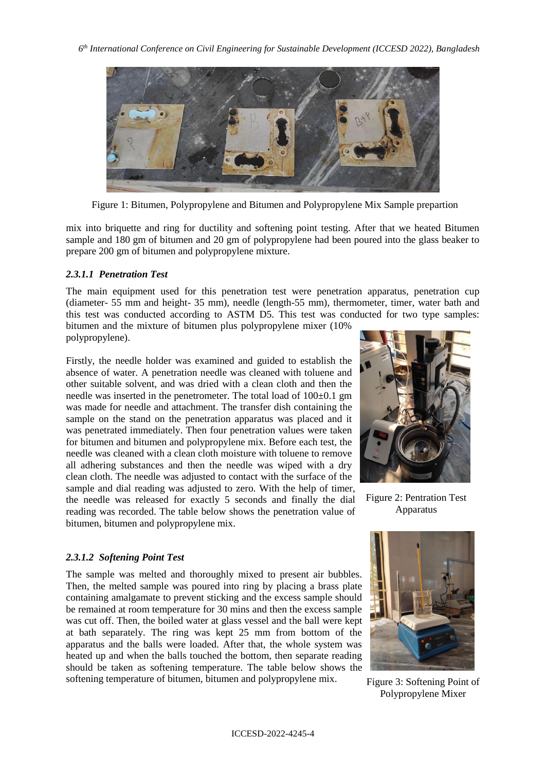Figure 1: Bitumen, Polypropylene and Bitumen and Polypropylene Mix Sample prepartion

mix into briquette and ring for ductility and softening point testing. After that we heated Bitumen sample and 180 gm of bitumen and 20 gm of polypropylene had been poured into the glass beaker to prepare 200 gm of bitumen and polypropylene mixture.

#### *2.3.1.1 Penetration Test*

The main equipment used for this penetration test were penetration apparatus, penetration cup (diameter- 55 mm and height- 35 mm), needle (length-55 mm), thermometer, timer, water bath and this test was conducted according to ASTM D5. This test was conducted for two type samples: bitumen and the mixture of bitumen plus polypropylene mixer (10% polypropylene).

Firstly, the needle holder was examined and guided to establish the absence of water. A penetration needle was cleaned with toluene and other suitable solvent, and was dried with a clean cloth and then the needle was inserted in the penetrometer. The total load of 100±0.1 gm was made for needle and attachment. The transfer dish containing the sample on the stand on the penetration apparatus was placed and it was penetrated immediately. Then four penetration values were taken for bitumen and bitumen and polypropylene mix. Before each test, the needle was cleaned with a clean cloth moisture with toluene to remove all adhering substances and then the needle was wiped with a dry clean cloth. The needle was adjusted to contact with the surface of the sample and dial reading was adjusted to zero. With the help of timer, the needle was released for exactly 5 seconds and finally the dial reading was recorded. The table below shows the penetration value of bitumen, bitumen and polypropylene mix.

Figure 2: Pentration Test Apparatus

#### *2.3.1.2 Softening Point Test*

The sample was melted and thoroughly mixed to present air bubbles. Then, the melted sample was poured into ring by placing a brass plate containing amalgamate to prevent sticking and the excess sample should be remained at room temperature for 30 mins and then the excess sample was cut off. Then, the boiled water at glass vessel and the ball were kept at bath separately. The ring was kept 25 mm from bottom of the apparatus and the balls were loaded. After that, the whole system was heated up and when the balls touched the bottom, then separate reading should be taken as softening temperature. The table below shows the softening temperature of bitumen, bitumen and polypropylene mix.

Figure 3: Softening Point of Polypropylene Mixer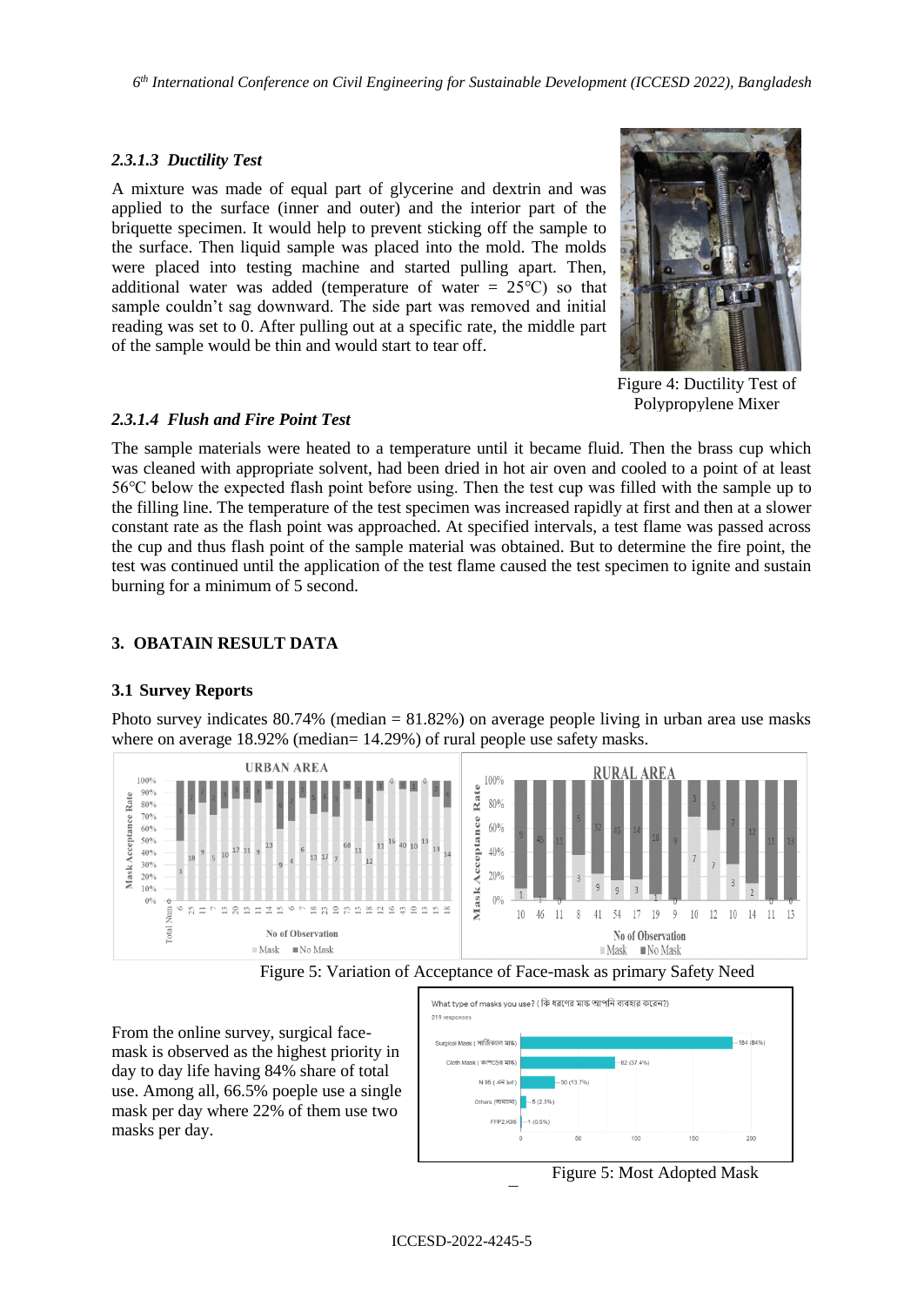#### 2.3.1.3 *Ductility Test*

A mixture was made of equal part of glycerine and dextrin and was applied to the surface (inner and outer) and the interior part of the briquette specimen. It would help to prevent sticking off the sample to the surface. Then liquid sample was placed into the mold. The molds were placed into testing machine and started pulling apart. Then, additional water was added (temperature of water = 25°C) so that sample couldn't sag downward. The side part was removed and initial reading was set to 0. After pulling out at a specific rate, the middle part of the sample would be thin and would start to tear off.

Figure 4: Ductility Test of Polypropylene Mixer

#### 2.3.1.4 *Flush and Fire Point Test*

The sample materials were heated to a temperature until it became fluid. Then the brass cup which was cleaned with appropriate solvent, had been dried in hot air oven and cooled to a point of at least 56°C below the expected flash point before using. Then the test cup was filled with the sample up to the filling line. The temperature of the test specimen was increased rapidly at first and then at a slower constant rate as the flash point was approached. At specified intervals, a test flame was passed across the cup and thus flash point of the sample material was obtained. But to determine the fire point, the test was continued until the application of the test flame caused the test specimen to ignite and sustain burning for a minimum of 5 second.

## 3. OBATAIN RESULT DATA

### 3.1 Survey Reports

Photo survey indicates 80.74% (median = 81.82%) on average people living in urban area use masks where on average 18.92% (median= 14.29%) of rural people use safety masks.

Figure 5: Variation of Acceptance of Face-mask as primary Safety Need

From the online survey, surgical face-mask is observed as the highest priority in day to day life having 84% share of total use. Among all, 66.5% poeple use a single mask per day where 22% of them use two masks per day.

Figure 5: Most Adopted Mask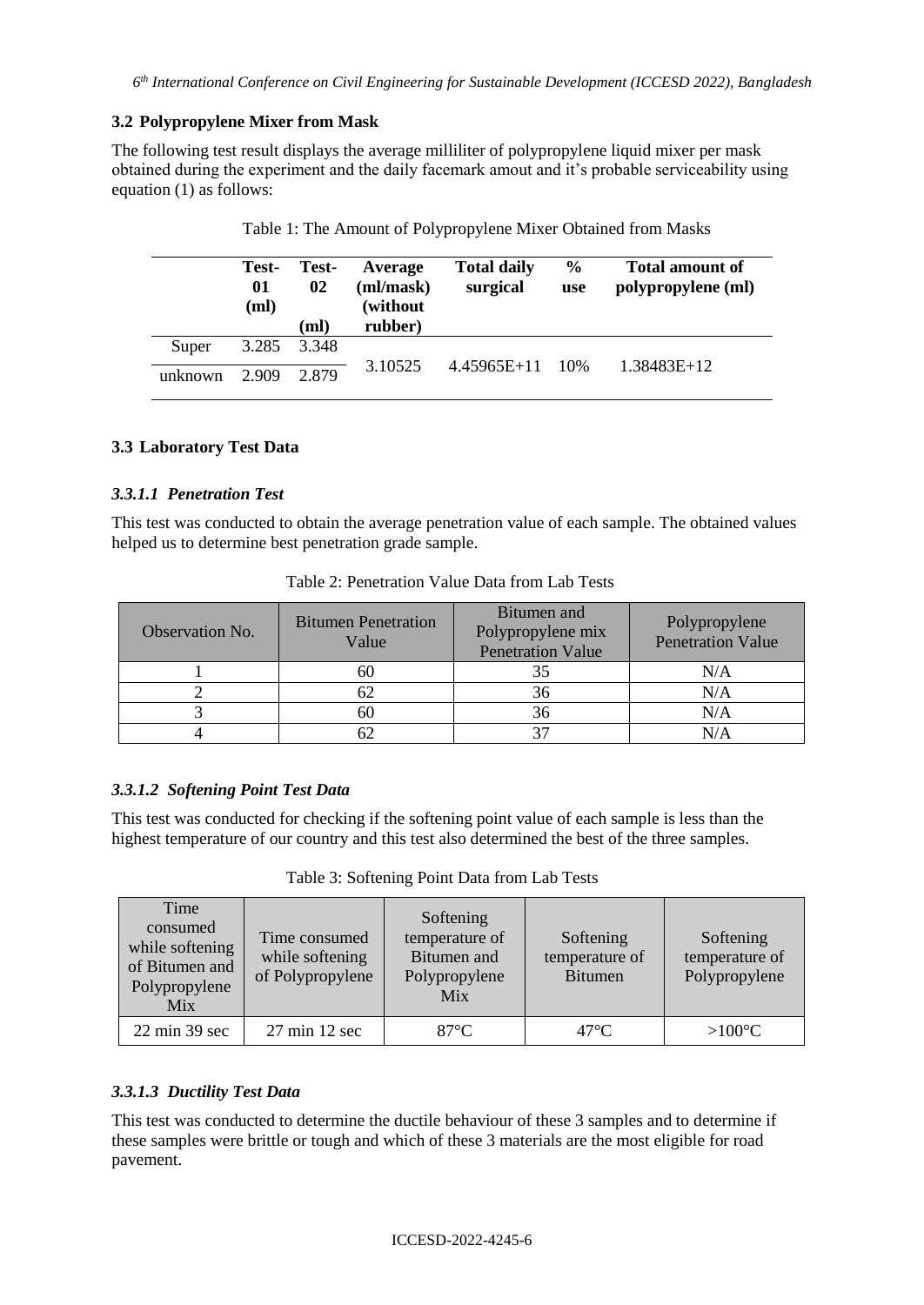### 3.2 Polypropylene Mixer from Mask

The following test result displays the average milliliter of polypropylene liquid mixer per mask obtained during the experiment and the daily facemark amout and it's probable serviceability using equation (1) as follows:

Table 1: The Amount of Polypropylene Mixer Obtained from Masks

| | Test-01 (ml) | Test-02 (ml) | Average (ml/mask) (without rubber) | Total daily surgical | % use | Total amount of polypropylene (ml) |
|---|---|---|---|---|---|---|
| Super | 3.285 | 3.348 | 3.10525 | 4.45965E+11 | 10% | 1.38483E+12 |
| unknown | 2.909 | 2.879 | | | | |

### 3.3 Laboratory Test Data

#### *3.3.1.1 Penetration Test*

This test was conducted to obtain the average penetration value of each sample. The obtained values helped us to determine best penetration grade sample.

Table 2: Penetration Value Data from Lab Tests

| Observation No. | Bitumen Penetration Value | Bitumen and Polypropylene mix Penetration Value | Polypropylene Penetration Value |
|---|---|---|---|
| 1 | 60 | 35 | N/A |
| 2 | 62 | 36 | N/A |
| 3 | 60 | 36 | N/A |
| 4 | 62 | 37 | N/A |

#### *3.3.1.2 Softening Point Test Data*

This test was conducted for checking if the softening point value of each sample is less than the highest temperature of our country and this test also determined the best of the three samples.

Table 3: Softening Point Data from Lab Tests

| Time consumed while softening of Bitumen and Polypropylene Mix | Time consumed while softening of Polypropylene | Softening temperature of Bitumen and Polypropylene Mix | Softening temperature of Bitumen | Softening temperature of Polypropylene |
|---|---|---|---|---|
| 22 min 39 sec | 27 min 12 sec | 87°C | 47°C | >100°C |

#### *3.3.1.3 Ductility Test Data*

This test was conducted to determine the ductile behaviour of these 3 samples and to determine if these samples were brittle or tough and which of these 3 materials are the most eligible for road pavement.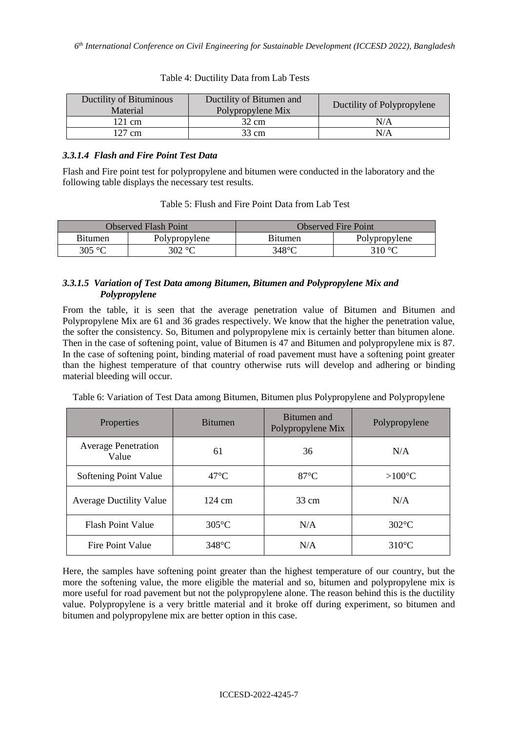Table 4: Ductility Data from Lab Tests

| Ductility of Bituminous Material | Ductility of Bitumen and Polypropylene Mix | Ductility of Polypropylene |
|---|---|---|
| 121 cm | 32 cm | N/A |
| 127 cm | 33 cm | N/A |

#### *3.3.1.4 Flash and Fire Point Test Data*

Flash and Fire point test for polypropylene and bitumen were conducted in the laboratory and the following table displays the necessary test results.

Table 5: Flush and Fire Point Data from Lab Test

| Observed Flash Point | | Observed Fire Point | |
|---|---|---|---|
| Bitumen | Polypropylene | Bitumen | Polypropylene |
| 305 °C | 302 °C | 348°C | 310 °C |

#### *3.3.1.5 Variation of Test Data among Bitumen, Bitumen and Polypropylene Mix and Polypropylene*

From the table, it is seen that the average penetration value of Bitumen and Bitumen and Polypropylene Mix are 61 and 36 grades respectively. We know that the higher the penetration value, the softer the consistency. So, Bitumen and polypropylene mix is certainly better than bitumen alone. Then in the case of softening point, value of Bitumen is 47 and Bitumen and polypropylene mix is 87. In the case of softening point, binding material of road pavement must have a softening point greater than the highest temperature of that country otherwise ruts will develop and adhering or binding material bleeding will occur.

Table 6: Variation of Test Data among Bitumen, Bitumen plus Polypropylene and Polypropylene

| Properties | Bitumen | Bitumen and Polypropylene Mix | Polypropylene |
|---|---|---|---|
| Average Penetration Value | 61 | 36 | N/A |
| Softening Point Value | 47°C | 87°C | >100°C |
| Average Ductility Value | 124 cm | 33 cm | N/A |
| Flash Point Value | 305°C | N/A | 302°C |
| Fire Point Value | 348°C | N/A | 310°C |

Here, the samples have softening point greater than the highest temperature of our country, but the more the softening value, the more eligible the material and so, bitumen and polypropylene mix is more useful for road pavement but not the polypropylene alone. The reason behind this is the ductility value. Polypropylene is a very brittle material and it broke off during experiment, so bitumen and bitumen and polypropylene mix are better option in this case.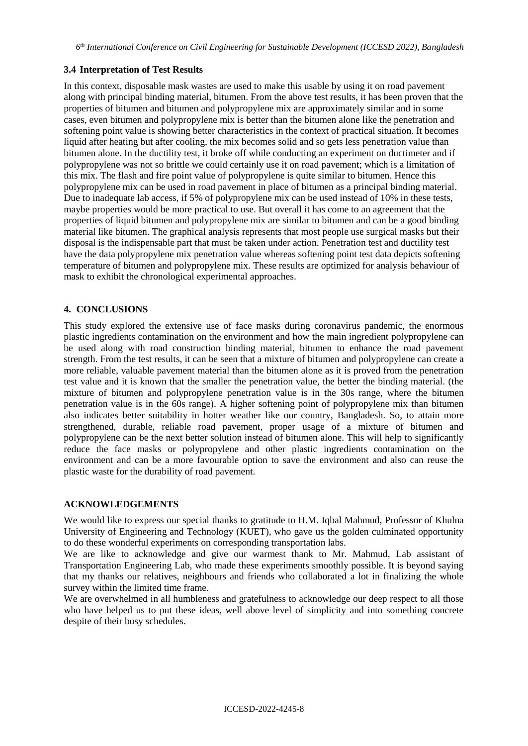### 3.4 Interpretation of Test Results

In this context, disposable mask wastes are used to make this usable by using it on road pavement along with principal binding material, bitumen. From the above test results, it has been proven that the properties of bitumen and bitumen and polypropylene mix are approximately similar and in some cases, even bitumen and polypropylene mix is better than the bitumen alone like the penetration and softening point value is showing better characteristics in the context of practical situation. It becomes liquid after heating but after cooling, the mix becomes solid and so gets less penetration value than bitumen alone. In the ductility test, it broke off while conducting an experiment on ductimeter and if polypropylene was not so brittle we could certainly use it on road pavement; which is a limitation of this mix. The flash and fire point value of polypropylene is quite similar to bitumen. Hence this polypropylene mix can be used in road pavement in place of bitumen as a principal binding material. Due to inadequate lab access, if 5% of polypropylene mix can be used instead of 10% in these tests, maybe properties would be more practical to use. But overall it has come to an agreement that the properties of liquid bitumen and polypropylene mix are similar to bitumen and can be a good binding material like bitumen. The graphical analysis represents that most people use surgical masks but their disposal is the indispensable part that must be taken under action. Penetration test and ductility test have the data polypropylene mix penetration value whereas softening point test data depicts softening temperature of bitumen and polypropylene mix. These results are optimized for analysis behaviour of mask to exhibit the chronological experimental approaches.

## 4. CONCLUSIONS

This study explored the extensive use of face masks during coronavirus pandemic, the enormous plastic ingredients contamination on the environment and how the main ingredient polypropylene can be used along with road construction binding material, bitumen to enhance the road pavement strength. From the test results, it can be seen that a mixture of bitumen and polypropylene can create a more reliable, valuable pavement material than the bitumen alone as it is proved from the penetration test value and it is known that the smaller the penetration value, the better the binding material. (the mixture of bitumen and polypropylene penetration value is in the 30s range, where the bitumen penetration value is in the 60s range). A higher softening point of polypropylene mix than bitumen also indicates better suitability in hotter weather like our country, Bangladesh. So, to attain more strengthened, durable, reliable road pavement, proper usage of a mixture of bitumen and polypropylene can be the next better solution instead of bitumen alone. This will help to significantly reduce the face masks or polypropylene and other plastic ingredients contamination on the environment and can be a more favourable option to save the environment and also can reuse the plastic waste for the durability of road pavement.

## ACKNOWLEDGEMENTS

We would like to express our special thanks to gratitude to H.M. Iqbal Mahmud, Professor of Khulna University of Engineering and Technology (KUET), who gave us the golden culminated opportunity to do these wonderful experiments on corresponding transportation labs.

We are like to acknowledge and give our warmest thank to Mr. Mahmud, Lab assistant of Transportation Engineering Lab, who made these experiments smoothly possible. It is beyond saying that my thanks our relatives, neighbours and friends who collaborated a lot in finalizing the whole survey within the limited time frame.

We are overwhelmed in all humbleness and gratefulness to acknowledge our deep respect to all those who have helped us to put these ideas, well above level of simplicity and into something concrete despite of their busy schedules.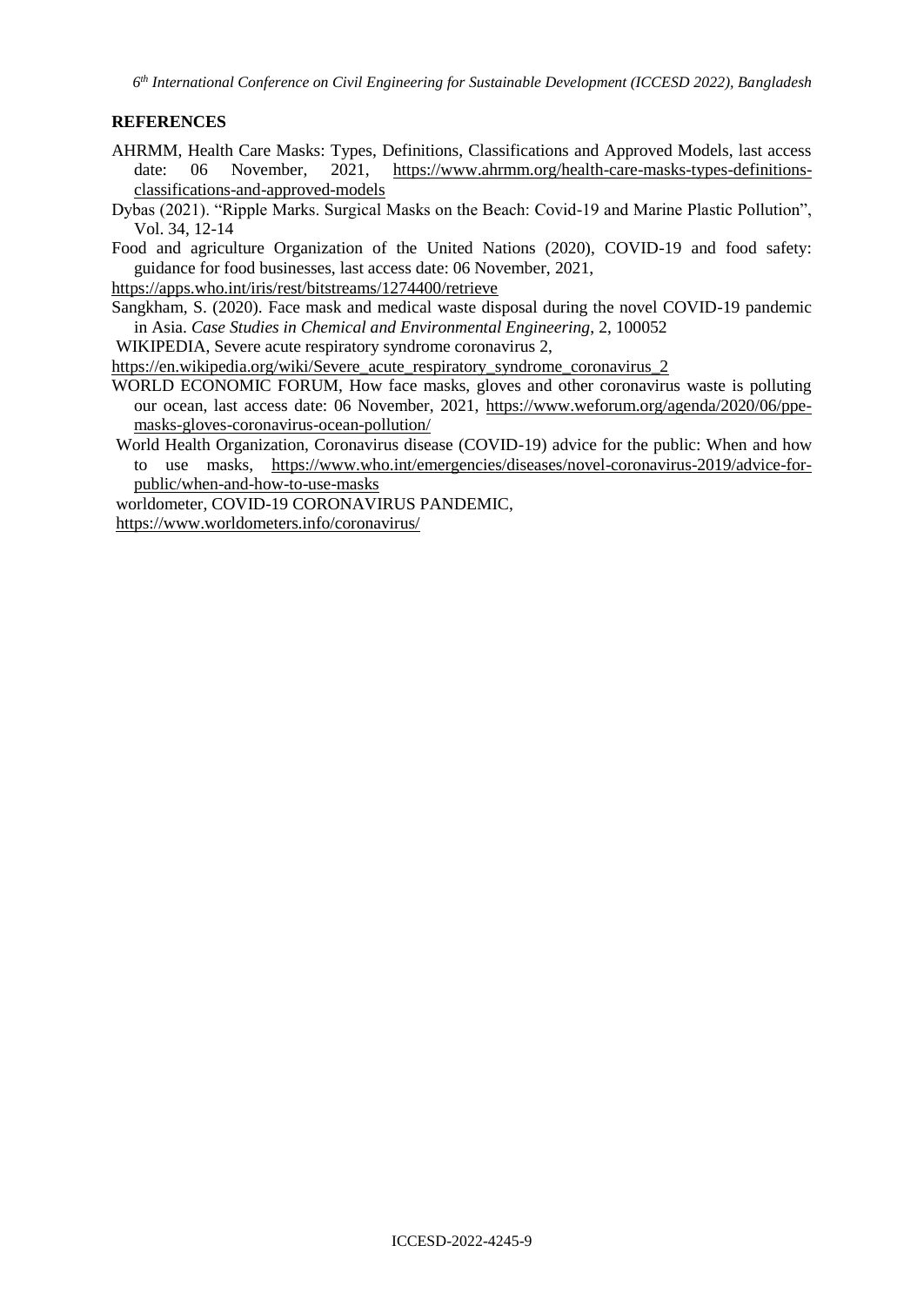## REFERENCES

AHRMM, Health Care Masks: Types, Definitions, Classifications and Approved Models, last access date: 06 November, 2021, https://www.ahrmm.org/health-care-masks-types-definitions-classifications-and-approved-models

Dybas (2021). "Ripple Marks. Surgical Masks on the Beach: Covid-19 and Marine Plastic Pollution", Vol. 34, 12-14

Food and agriculture Organization of the United Nations (2020), COVID-19 and food safety: guidance for food businesses, last access date: 06 November, 2021, https://apps.who.int/iris/rest/bitstreams/1274400/retrieve

Sangkham, S. (2020). Face mask and medical waste disposal during the novel COVID-19 pandemic in Asia. *Case Studies in Chemical and Environmental Engineering*, 2, 100052

WIKIPEDIA, Severe acute respiratory syndrome coronavirus 2, https://en.wikipedia.org/wiki/Severe_acute_respiratory_syndrome_coronavirus_2

WORLD ECONOMIC FORUM, How face masks, gloves and other coronavirus waste is polluting our ocean, last access date: 06 November, 2021, https://www.weforum.org/agenda/2020/06/ppe-masks-gloves-coronavirus-ocean-pollution/

World Health Organization, Coronavirus disease (COVID-19) advice for the public: When and how to use masks, https://www.who.int/emergencies/diseases/novel-coronavirus-2019/advice-for-public/when-and-how-to-use-masks

worldometer, COVID-19 CORONAVIRUS PANDEMIC, https://www.worldometers.info/coronavirus/